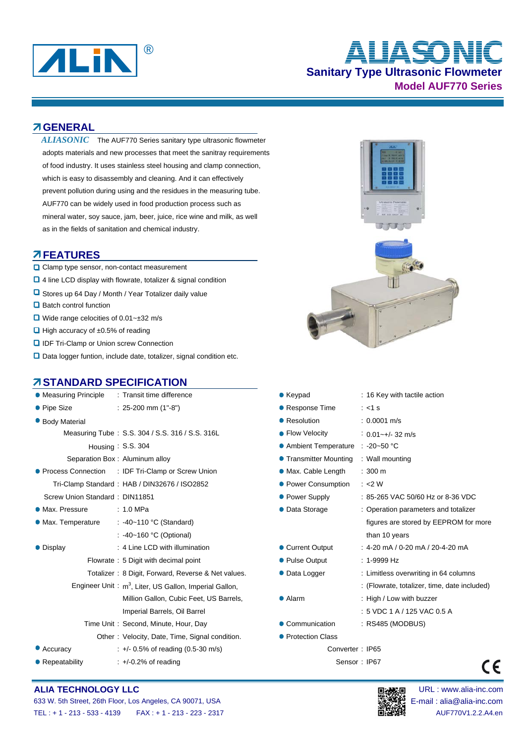# ALIN®

# ALIASONIC

## Sanitary Type Ultrasonic Flowmeter

### Model AUF770 Series

## GENERAL

*ALIASONIC* The AUF770 Series sanitary type ultrasonic flowmeter adopts materials and new processes that meet the sanitray requirements of food industry. It uses stainless steel housing and clamp connection, which is easy to disassembly and cleaning. And it can effectively prevent pollution during using and the residues in the measuring tube. AUF770 can be widely used in food production process such as mineral water, soy sauce, jam, beer, juice, rice wine and milk, as well as in the fields of sanitation and chemical industry.

## FEATURES

- Clamp type sensor, non-contact measurement
- 4 line LCD display with flowrate, totalizer & signal condition
- Stores up 64 Day / Month / Year Totalizer daily value
- Batch control function
- Wide range celocities of 0.01~±32 m/s
- High accuracy of ±0.5% of reading
- IDF Tri-Clamp or Union screw Connection
- Data logger funtion, include date, totalizer, signal condition etc.

## STANDARD SPECIFICATION

- Measuring Principle : Transit time difference
- Pipe Size : 25-200 mm (1"-8")
- Body Material
  - Measuring Tube : S.S. 304 / S.S. 316 / S.S. 316L
  - Housing : S.S. 304
  - Separation Box : Aluminum alloy
- Process Connection : IDF Tri-Clamp or Screw Union
  - Tri-Clamp Standard : HAB / DIN32676 / ISO2852
  - Screw Union Standard : DIN11851
- Max. Pressure : 1.0 MPa
- Max. Temperature : -40~110 °C (Standard)
  - : -40~160 °C (Optional)
- Display : 4 Line LCD with illumination
  - Flowrate : 5 Digit with decimal point
  - Totalizer : 8 Digit, Forward, Reverse & Net values.
  - Engineer Unit : $m^3$, Liter, US Gallon, Imperial Gallon, Million Gallon, Cubic Feet, US Barrels, Imperial Barrels, Oil Barrel
  - Time Unit : Second, Minute, Hour, Day
  - Other : Velocity, Date, Time, Signal condition.
- Accuracy : +/- 0.5% of reading (0.5-30 m/s)
- Repeatability : +/-0.2% of reading
- Keypad : 16 Key with tactile action
- Response Time : <1 s
- Resolution : 0.0001 m/s
- Flow Velocity : 0.01~+/- 32 m/s
- Ambient Temperature : -20~50 °C
- Transmitter Mounting : Wall mounting
- Max. Cable Length : 300 m
- Power Consumption : <2 W
- Power Supply : 85-265 VAC 50/60 Hz or 8-36 VDC
- Data Storage : Operation parameters and totalizer figures are stored by EEPROM for more than 10 years
- Current Output : 4-20 mA / 0-20 mA / 20-4-20 mA
- Pulse Output : 1-9999 Hz
- Data Logger : Limitless overwriting in 64 columns
  - : (Flowrate, totalizer, time, date included)
- Alarm : High / Low with buzzer
  - : 5 VDC 1 A / 125 VAC 0.5 A
- Communication : RS485 (MODBUS)
- Protection Class
  - Converter : IP65
  - Sensor : IP67

CE

**ALIA TECHNOLOGY LLC**
633 W. 5th Street, 26th Floor, Los Angeles, CA 90071, USA
TEL : + 1 - 213 - 533 - 4139  FAX : + 1 - 213 - 223 - 2317

URL : www.alia-inc.com
E-mail : alia@alia-inc.com
AUF770V1.2.2.A4.en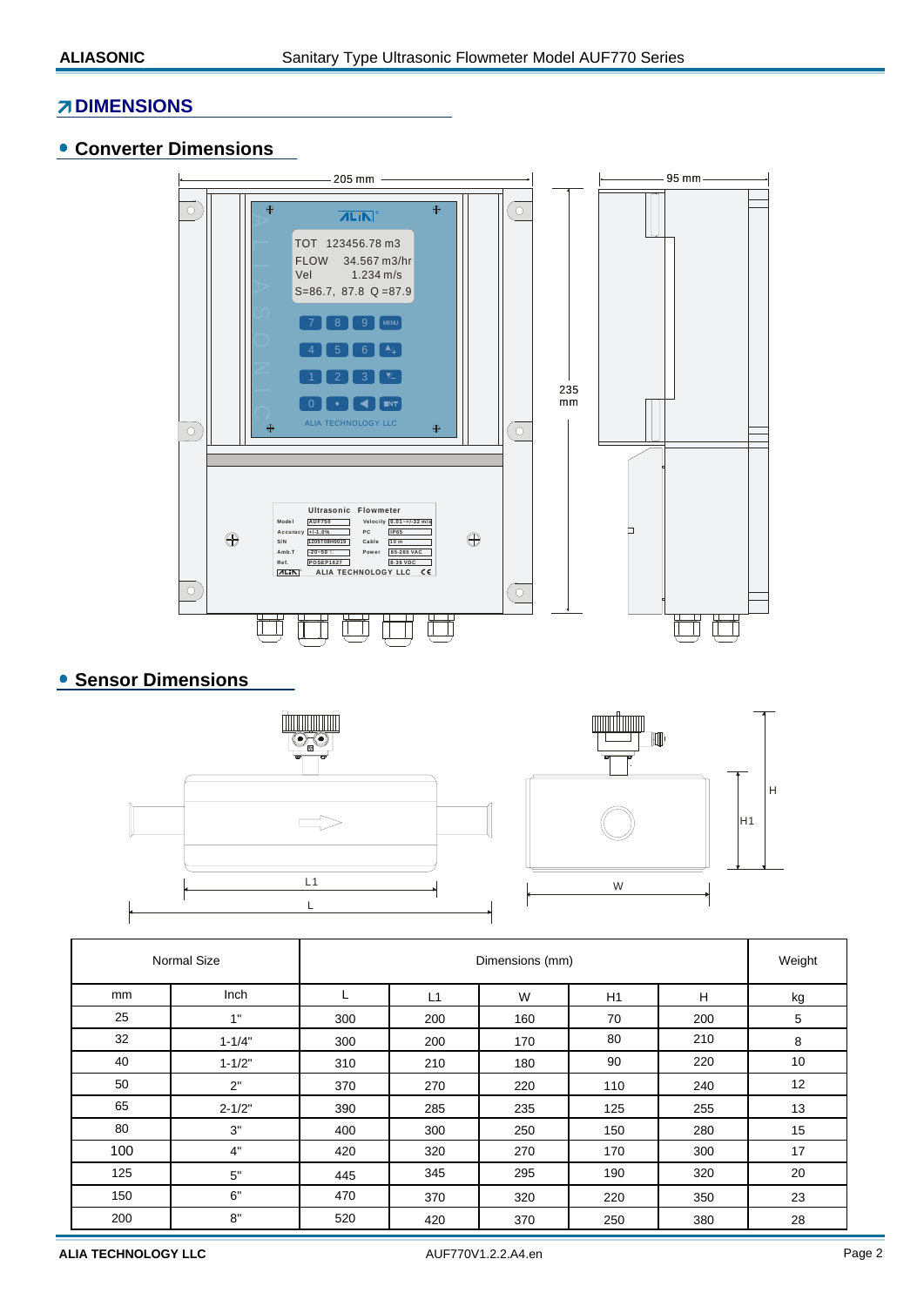# DIMENSIONS

## Converter Dimensions

## Sensor Dimensions

| Normal Size | | Dimensions (mm) | | | | | Weight |
|---|---|---|---|---|---|---|---|
| mm | Inch | L | L1 | W | H1 | H | kg |
| 25 | 1" | 300 | 200 | 160 | 70 | 200 | 5 |
| 32 | 1-1/4" | 300 | 200 | 170 | 80 | 210 | 8 |
| 40 | 1-1/2" | 310 | 210 | 180 | 90 | 220 | 10 |
| 50 | 2" | 370 | 270 | 220 | 110 | 240 | 12 |
| 65 | 2-1/2" | 390 | 285 | 235 | 125 | 255 | 13 |
| 80 | 3" | 400 | 300 | 250 | 150 | 280 | 15 |
| 100 | 4" | 420 | 320 | 270 | 170 | 300 | 17 |
| 125 | 5" | 445 | 345 | 295 | 190 | 320 | 20 |
| 150 | 6" | 470 | 370 | 320 | 220 | 350 | 23 |
| 200 | 8" | 520 | 420 | 370 | 250 | 380 | 28 |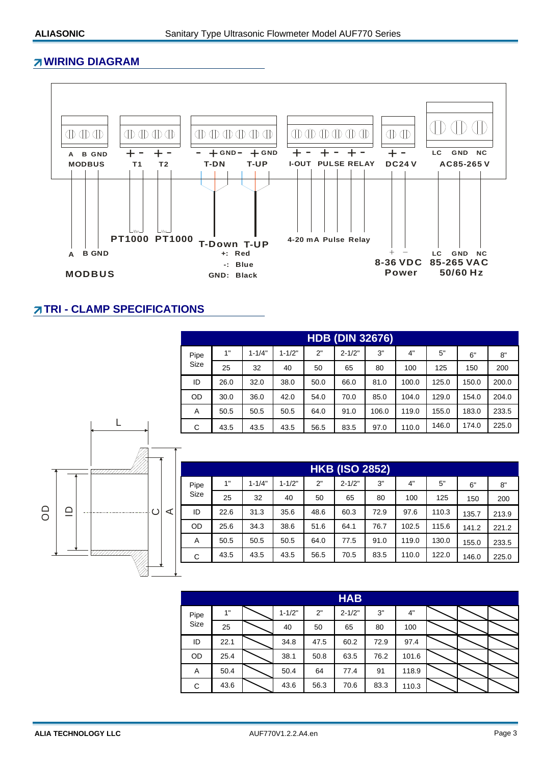## WIRING DIAGRAM

A B GND
MODBUS

\+ - + -
T1 T2

\- + GND - + GND
T-DN T-UP

\+ - + - + -
I-OUT PULSE RELAY

\+ -
DC24V

LC GND NC
AC85-265V

PT1000 PT1000

A B GND
MODBUS

T-Down T-UP
+: Red
-: Blue
GND: Black

4-20 mA Pulse Relay

\+ −
8-36 VDC
Power

LC GND NC
85-265 VAC
50/60 Hz

## TRI - CLAMP SPECIFICATIONS

L, OD, ID, C, A

| HDB (DIN 32676) | | | | | | | | | | |
|---|---|---|---|---|---|---|---|---|---|---|
| Pipe Size | 1" | 1-1/4" | 1-1/2" | 2" | 2-1/2" | 3" | 4" | 5" | 6" | 8" |
| | 25 | 32 | 40 | 50 | 65 | 80 | 100 | 125 | 150 | 200 |
| ID | 26.0 | 32.0 | 38.0 | 50.0 | 66.0 | 81.0 | 100.0 | 125.0 | 150.0 | 200.0 |
| OD | 30.0 | 36.0 | 42.0 | 54.0 | 70.0 | 85.0 | 104.0 | 129.0 | 154.0 | 204.0 |
| A | 50.5 | 50.5 | 50.5 | 64.0 | 91.0 | 106.0 | 119.0 | 155.0 | 183.0 | 233.5 |
| C | 43.5 | 43.5 | 43.5 | 56.5 | 83.5 | 97.0 | 110.0 | 146.0 | 174.0 | 225.0 |

| HKB (ISO 2852) | | | | | | | | | | |
|---|---|---|---|---|---|---|---|---|---|---|
| Pipe Size | 1" | 1-1/4" | 1-1/2" | 2" | 2-1/2" | 3" | 4" | 5" | 6" | 8" |
| | 25 | 32 | 40 | 50 | 65 | 80 | 100 | 125 | 150 | 200 |
| ID | 22.6 | 31.3 | 35.6 | 48.6 | 60.3 | 72.9 | 97.6 | 110.3 | 135.7 | 213.9 |
| OD | 25.6 | 34.3 | 38.6 | 51.6 | 64.1 | 76.7 | 102.5 | 115.6 | 141.2 | 221.2 |
| A | 50.5 | 50.5 | 50.5 | 64.0 | 77.5 | 91.0 | 119.0 | 130.0 | 155.0 | 233.5 |
| C | 43.5 | 43.5 | 43.5 | 56.5 | 70.5 | 83.5 | 110.0 | 122.0 | 146.0 | 225.0 |

| HAB | | | | | | | | | | |
|---|---|---|---|---|---|---|---|---|---|---|
| Pipe Size | 1" | | 1-1/2" | 2" | 2-1/2" | 3" | 4" | | | |
| | 25 | | 40 | 50 | 65 | 80 | 100 | | | |
| ID | 22.1 | | 34.8 | 47.5 | 60.2 | 72.9 | 97.4 | | | |
| OD | 25.4 | | 38.1 | 50.8 | 63.5 | 76.2 | 101.6 | | | |
| A | 50.4 | | 50.4 | 64 | 77.4 | 91 | 118.9 | | | |
| C | 43.6 | | 43.6 | 56.3 | 70.6 | 83.3 | 110.3 | | | |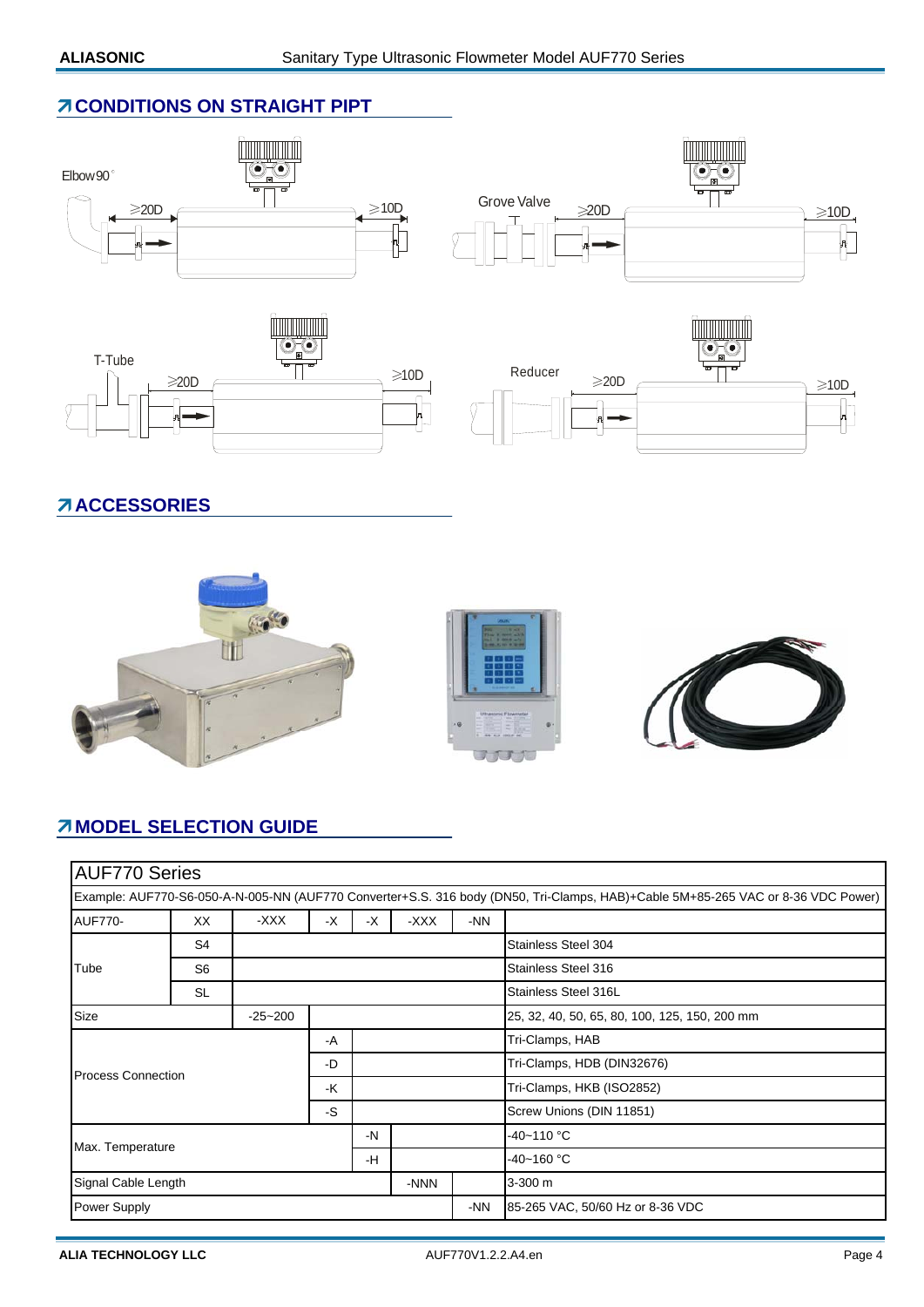## ↗ CONDITIONS ON STRAIGHT PIPT

Elbow 90°

≥20D

≥10D

Grove Valve

≥20D

≥10D

T-Tube

≥20D

≥10D

Reducer

≥20D

≥10D

## ↗ ACCESSORIES

## ↗ MODEL SELECTION GUIDE

| AUF770 Series | | | | | | | |
|---|---|---|---|---|---|---|---|
| Example: AUF770-S6-050-A-N-005-NN (AUF770 Converter+S.S. 316 body (DN50, Tri-Clamps, HAB)+Cable 5M+85-265 VAC or 8-36 VDC Power) | | | | | | | |
| AUF770- | XX | -XXX | -X | -X | -XXX | -NN | |
| Tube | S4 | | | | | | Stainless Steel 304 |
| | S6 | | | | | | Stainless Steel 316 |
| | SL | | | | | | Stainless Steel 316L |
| Size | | -25~200 | | | | | 25, 32, 40, 50, 65, 80, 100, 125, 150, 200 mm |
| Process Connection | | | -A | | | | Tri-Clamps, HAB |
| | | | -D | | | | Tri-Clamps, HDB (DIN32676) |
| | | | -K | | | | Tri-Clamps, HKB (ISO2852) |
| | | | -S | | | | Screw Unions (DIN 11851) |
| Max. Temperature | | | | -N | | | -40~110 °C |
| | | | | -H | | | -40~160 °C |
| Signal Cable Length | | | | | -NNN | | 3-300 m |
| Power Supply | | | | | | -NN | 85-265 VAC, 50/60 Hz or 8-36 VDC |